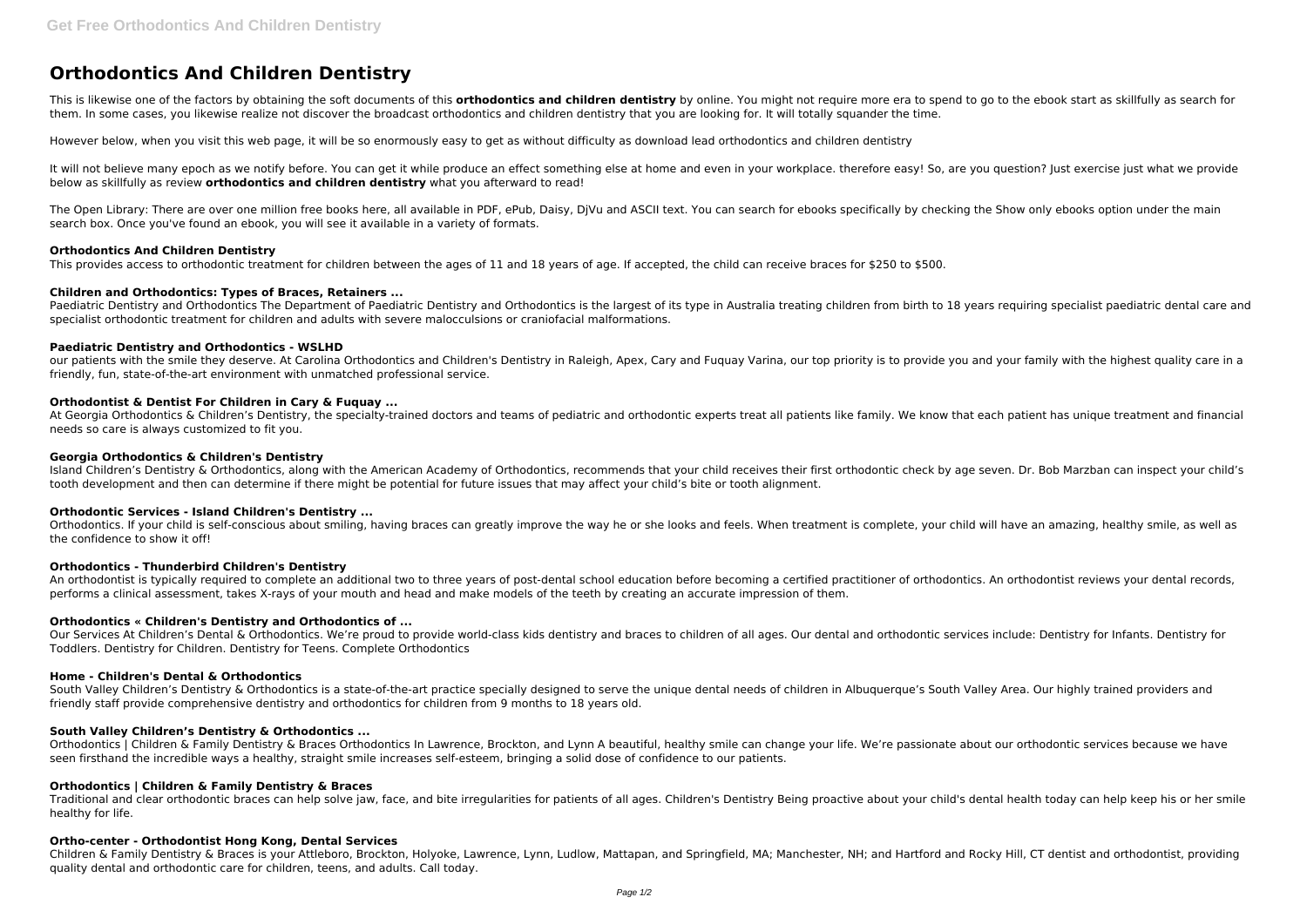# Orthodontics And Children Dentistry

This is likewise one of the factors by obtaining the soft documents of this **orthodontics and children dentistry** by online. You might not require more era to spend to go to the ebook start as skillfully as search for them. In some cases, you likewise realize not discover the broadcast orthodontics and children dentistry that you are looking for. It will totally squander the time.

However below, when you visit this web page, it will be so enormously easy to get as without difficulty as download lead orthodontics and children dentistry

It will not believe many epoch as we notify before. You can get it while produce an effect something else at home and even in your workplace. therefore easy! So, are you question? Just exercise just what we provide below as skillfully as review **orthodontics and children dentistry** what you afterward to read!

The Open Library: There are over one million free books here, all available in PDF, ePub, Daisy, DjVu and ASCII text. You can search for ebooks specifically by checking the Show only ebooks option under the main search box. Once you've found an ebook, you will see it available in a variety of formats.

### Orthodontics And Children Dentistry

This provides access to orthodontic treatment for children between the ages of 11 and 18 years of age. If accepted, the child can receive braces for $250 to $500.

### Children and Orthodontics: Types of Braces, Retainers ...

Paediatric Dentistry and Orthodontics The Department of Paediatric Dentistry and Orthodontics is the largest of its type in Australia treating children from birth to 18 years requiring specialist paediatric dental care and specialist orthodontic treatment for children and adults with severe malocculsions or craniofacial malformations.

### Paediatric Dentistry and Orthodontics - WSLHD

our patients with the smile they deserve. At Carolina Orthodontics and Children's Dentistry in Raleigh, Apex, Cary and Fuquay Varina, our top priority is to provide you and your family with the highest quality care in a friendly, fun, state-of-the-art environment with unmatched professional service.

### Orthodontist & Dentist For Children in Cary & Fuquay ...

At Georgia Orthodontics & Children's Dentistry, the specialty-trained doctors and teams of pediatric and orthodontic experts treat all patients like family. We know that each patient has unique treatment and financial needs so care is always customized to fit you.

### Georgia Orthodontics & Children's Dentistry

Island Children's Dentistry & Orthodontics, along with the American Academy of Orthodontics, recommends that your child receives their first orthodontic check by age seven. Dr. Bob Marzban can inspect your child's tooth development and then can determine if there might be potential for future issues that may affect your child's bite or tooth alignment.

### Orthodontic Services - Island Children's Dentistry ...

Orthodontics. If your child is self-conscious about smiling, having braces can greatly improve the way he or she looks and feels. When treatment is complete, your child will have an amazing, healthy smile, as well as the confidence to show it off!

### Orthodontics - Thunderbird Children's Dentistry

An orthodontist is typically required to complete an additional two to three years of post-dental school education before becoming a certified practitioner of orthodontics. An orthodontist reviews your dental records, performs a clinical assessment, takes X-rays of your mouth and head and make models of the teeth by creating an accurate impression of them.

### Orthodontics « Children's Dentistry and Orthodontics of ...

Our Services At Children's Dental & Orthodontics. We're proud to provide world-class kids dentistry and braces to children of all ages. Our dental and orthodontic services include: Dentistry for Infants. Dentistry for Toddlers. Dentistry for Children. Dentistry for Teens. Complete Orthodontics

### Home - Children's Dental & Orthodontics

South Valley Children's Dentistry & Orthodontics is a state-of-the-art practice specially designed to serve the unique dental needs of children in Albuquerque's South Valley Area. Our highly trained providers and friendly staff provide comprehensive dentistry and orthodontics for children from 9 months to 18 years old.

### South Valley Children's Dentistry & Orthodontics ...

Orthodontics | Children & Family Dentistry & Braces Orthodontics In Lawrence, Brockton, and Lynn A beautiful, healthy smile can change your life. We're passionate about our orthodontic services because we have seen firsthand the incredible ways a healthy, straight smile increases self-esteem, bringing a solid dose of confidence to our patients.

### Orthodontics | Children & Family Dentistry & Braces

Traditional and clear orthodontic braces can help solve jaw, face, and bite irregularities for patients of all ages. Children's Dentistry Being proactive about your child's dental health today can help keep his or her smile healthy for life.

### Ortho-center - Orthodontist Hong Kong, Dental Services

Children & Family Dentistry & Braces is your Attleboro, Brockton, Holyoke, Lawrence, Lynn, Ludlow, Mattapan, and Springfield, MA; Manchester, NH; and Hartford and Rocky Hill, CT dentist and orthodontist, providing quality dental and orthodontic care for children, teens, and adults. Call today.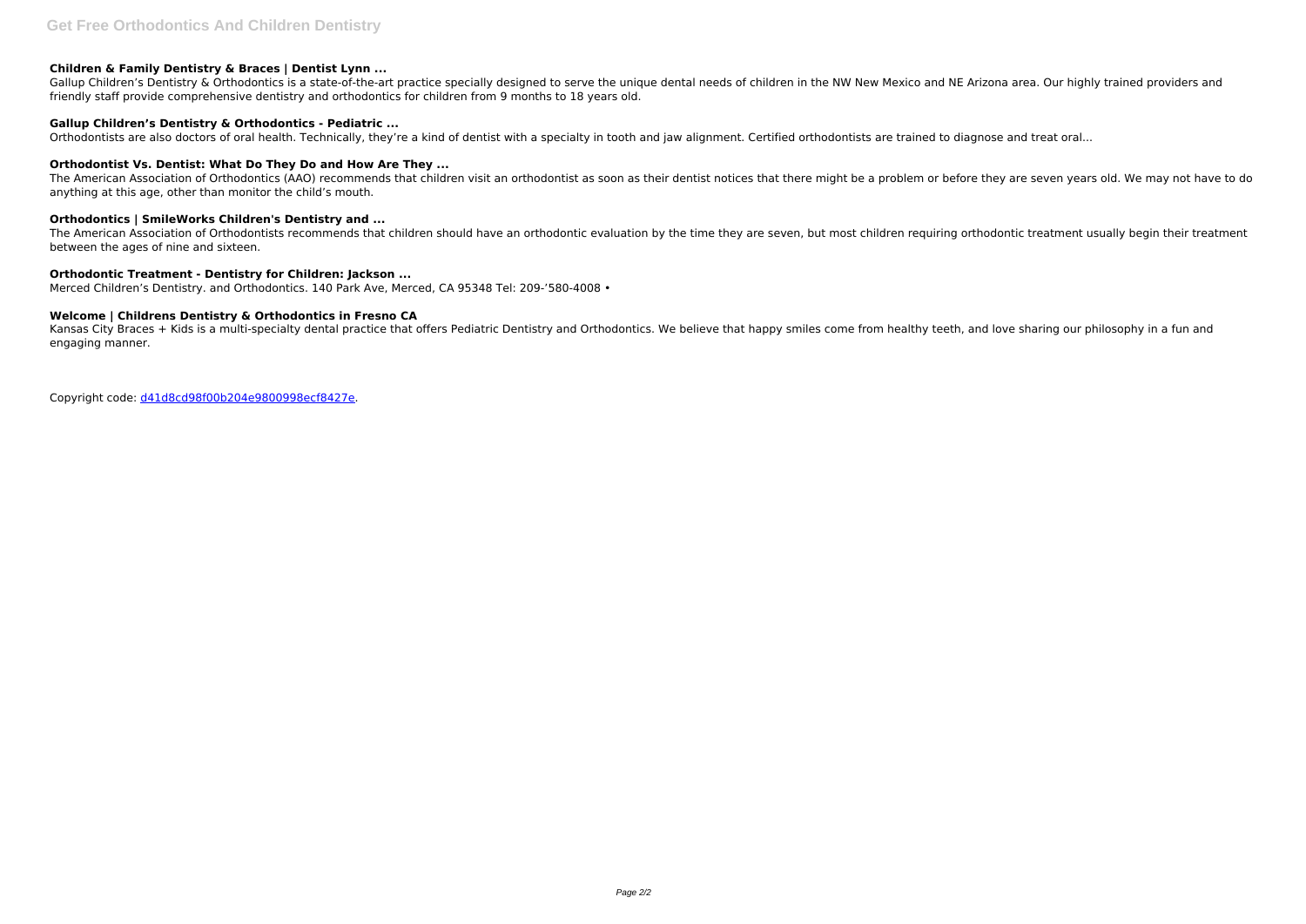### Children & Family Dentistry & Braces | Dentist Lynn ...

Gallup Children's Dentistry & Orthodontics is a state-of-the-art practice specially designed to serve the unique dental needs of children in the NW New Mexico and NE Arizona area. Our highly trained providers and friendly staff provide comprehensive dentistry and orthodontics for children from 9 months to 18 years old.

### Gallup Children's Dentistry & Orthodontics - Pediatric ...

Orthodontists are also doctors of oral health. Technically, they're a kind of dentist with a specialty in tooth and jaw alignment. Certified orthodontists are trained to diagnose and treat oral...

### Orthodontist Vs. Dentist: What Do They Do and How Are They ...

The American Association of Orthodontics (AAO) recommends that children visit an orthodontist as soon as their dentist notices that there might be a problem or before they are seven years old. We may not have to do anything at this age, other than monitor the child's mouth.

### Orthodontics | SmileWorks Children's Dentistry and ...

The American Association of Orthodontists recommends that children should have an orthodontic evaluation by the time they are seven, but most children requiring orthodontic treatment usually begin their treatment between the ages of nine and sixteen.

### Orthodontic Treatment - Dentistry for Children: Jackson ...

Merced Children's Dentistry. and Orthodontics. 140 Park Ave, Merced, CA 95348 Tel: 209-'580-4008 •

### Welcome | Childrens Dentistry & Orthodontics in Fresno CA

Kansas City Braces + Kids is a multi-specialty dental practice that offers Pediatric Dentistry and Orthodontics. We believe that happy smiles come from healthy teeth, and love sharing our philosophy in a fun and engaging manner.

Copyright code: d41d8cd98f00b204e9800998ecf8427e.